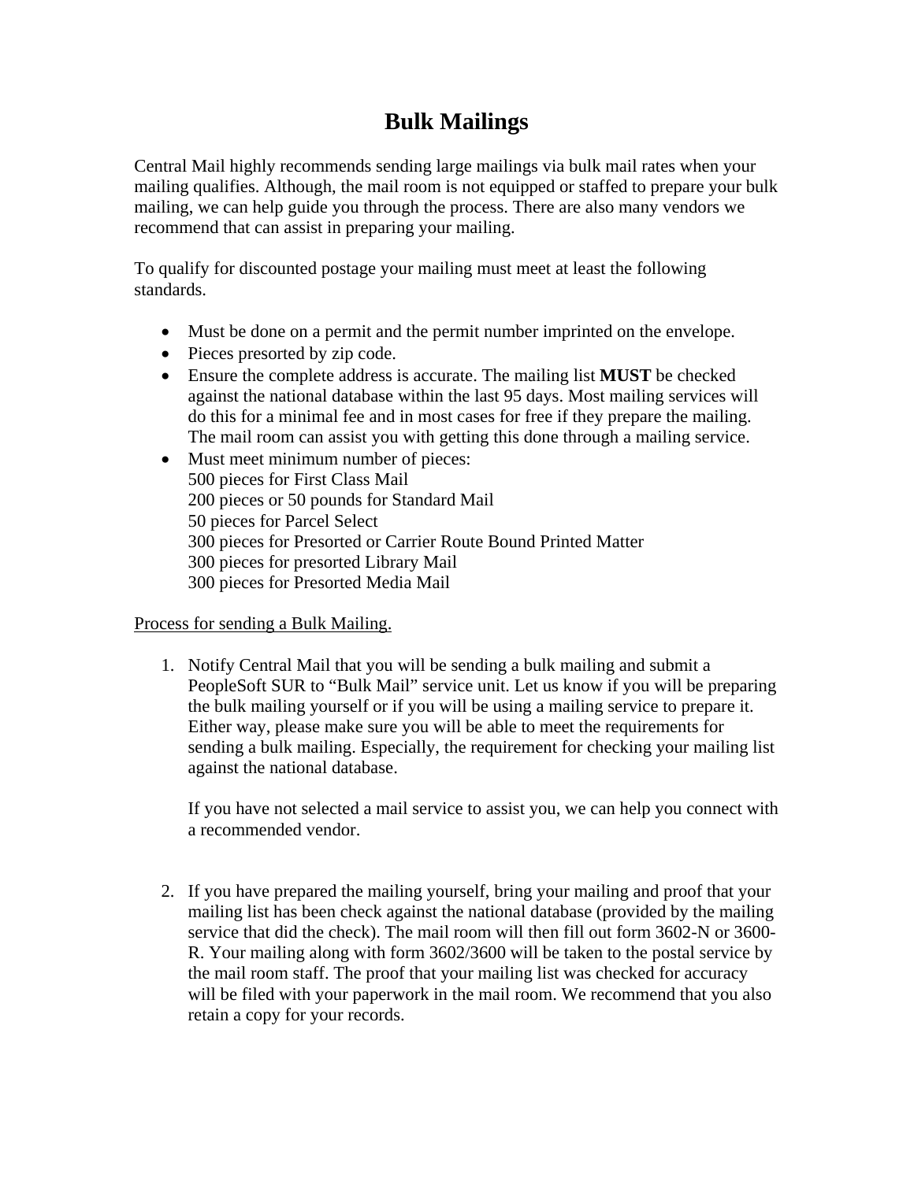# Bulk Mailings

Central Mail highly recommends sending large mailings via bulk mail rates when your mailing qualifies. Although, the mail room is not equipped or staffed to prepare your bulk mailing, we can help guide you through the process. There are also many vendors we recommend that can assist in preparing your mailing.

To qualify for discounted postage your mailing must meet at least the following standards.

- Must be done on a permit and the permit number imprinted on the envelope.
- Pieces presorted by zip code.
- Ensure the complete address is accurate. The mailing list **MUST** be checked against the national database within the last 95 days. Most mailing services will do this for a minimal fee and in most cases for free if they prepare the mailing. The mail room can assist you with getting this done through a mailing service.
- Must meet minimum number of pieces:
  500 pieces for First Class Mail
  200 pieces or 50 pounds for Standard Mail
  50 pieces for Parcel Select
  300 pieces for Presorted or Carrier Route Bound Printed Matter
  300 pieces for presorted Library Mail
  300 pieces for Presorted Media Mail

<u>Process for sending a Bulk Mailing.</u>

1. Notify Central Mail that you will be sending a bulk mailing and submit a PeopleSoft SUR to "Bulk Mail" service unit. Let us know if you will be preparing the bulk mailing yourself or if you will be using a mailing service to prepare it. Either way, please make sure you will be able to meet the requirements for sending a bulk mailing. Especially, the requirement for checking your mailing list against the national database.

   If you have not selected a mail service to assist you, we can help you connect with a recommended vendor.

2. If you have prepared the mailing yourself, bring your mailing and proof that your mailing list has been check against the national database (provided by the mailing service that did the check). The mail room will then fill out form 3602-N or 3600-R. Your mailing along with form 3602/3600 will be taken to the postal service by the mail room staff. The proof that your mailing list was checked for accuracy will be filed with your paperwork in the mail room. We recommend that you also retain a copy for your records.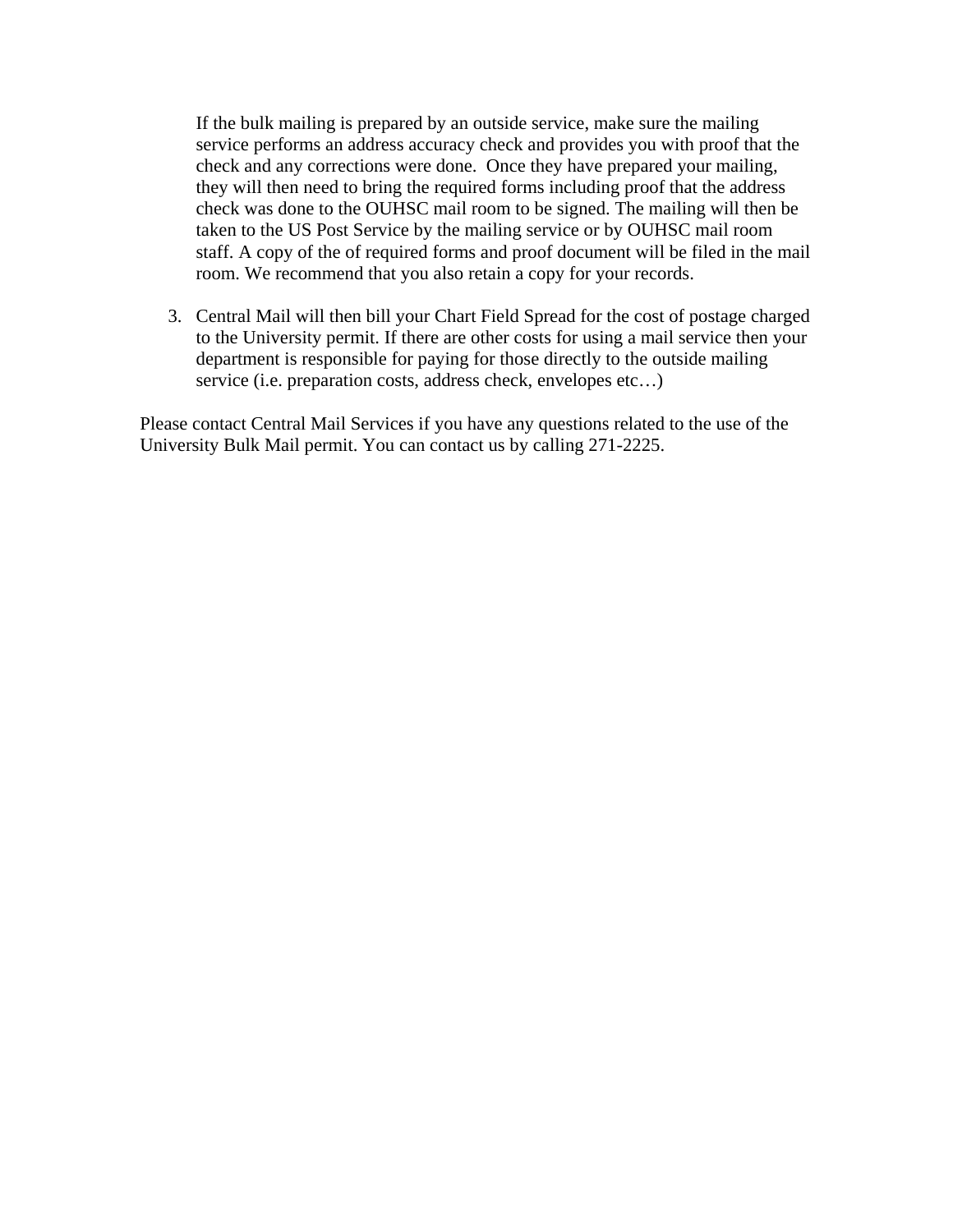If the bulk mailing is prepared by an outside service, make sure the mailing service performs an address accuracy check and provides you with proof that the check and any corrections were done.  Once they have prepared your mailing, they will then need to bring the required forms including proof that the address check was done to the OUHSC mail room to be signed. The mailing will then be taken to the US Post Service by the mailing service or by OUHSC mail room staff. A copy of the of required forms and proof document will be filed in the mail room. We recommend that you also retain a copy for your records.

3. Central Mail will then bill your Chart Field Spread for the cost of postage charged to the University permit. If there are other costs for using a mail service then your department is responsible for paying for those directly to the outside mailing service (i.e. preparation costs, address check, envelopes etc…)

Please contact Central Mail Services if you have any questions related to the use of the University Bulk Mail permit. You can contact us by calling 271-2225.